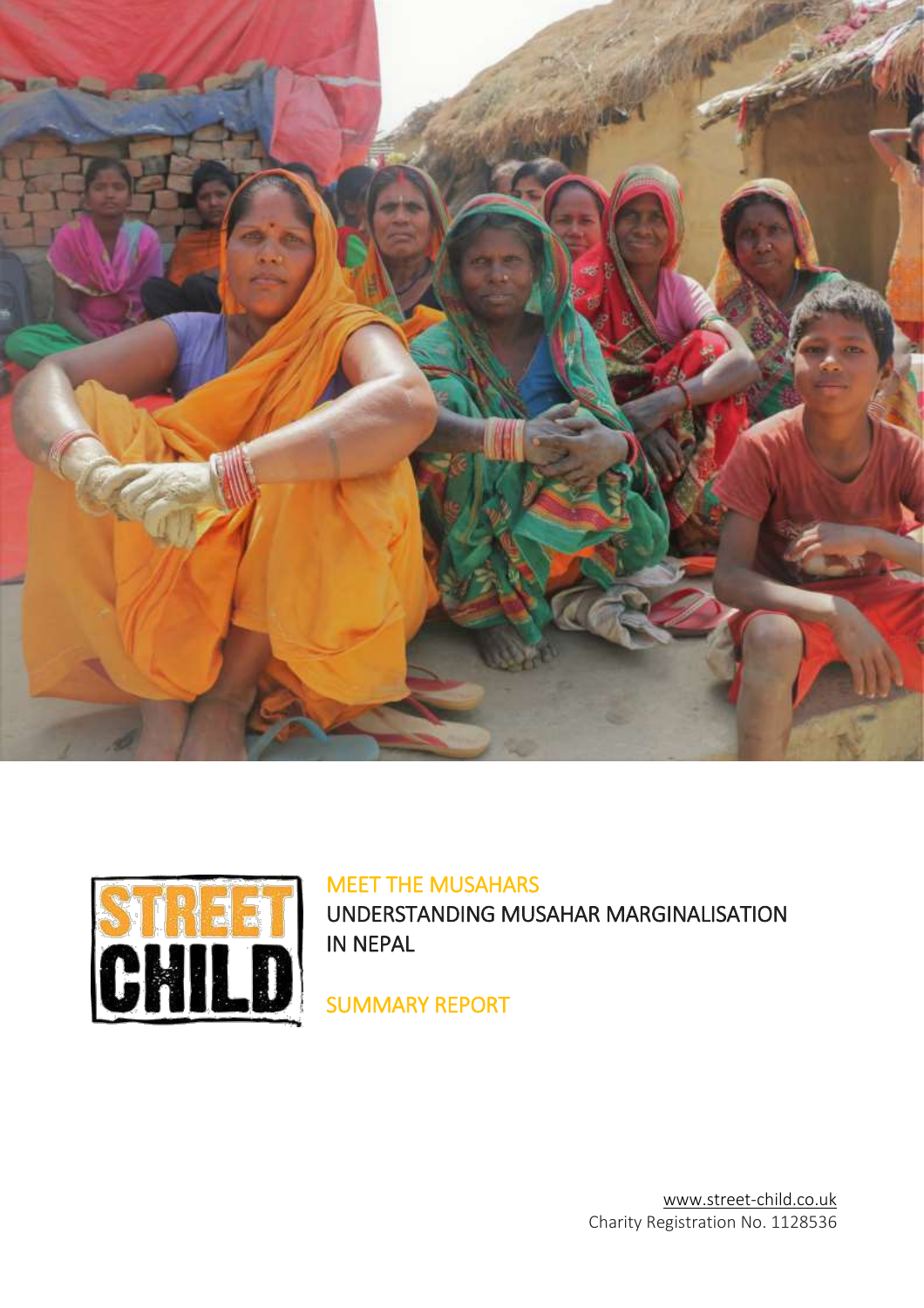# MEET THE MUSAHARS

## UNDERSTANDING MUSAHAR MARGINALISATION IN NEPAL

## SUMMARY REPORT

www.street-child.co.uk
Charity Registration No. 1128536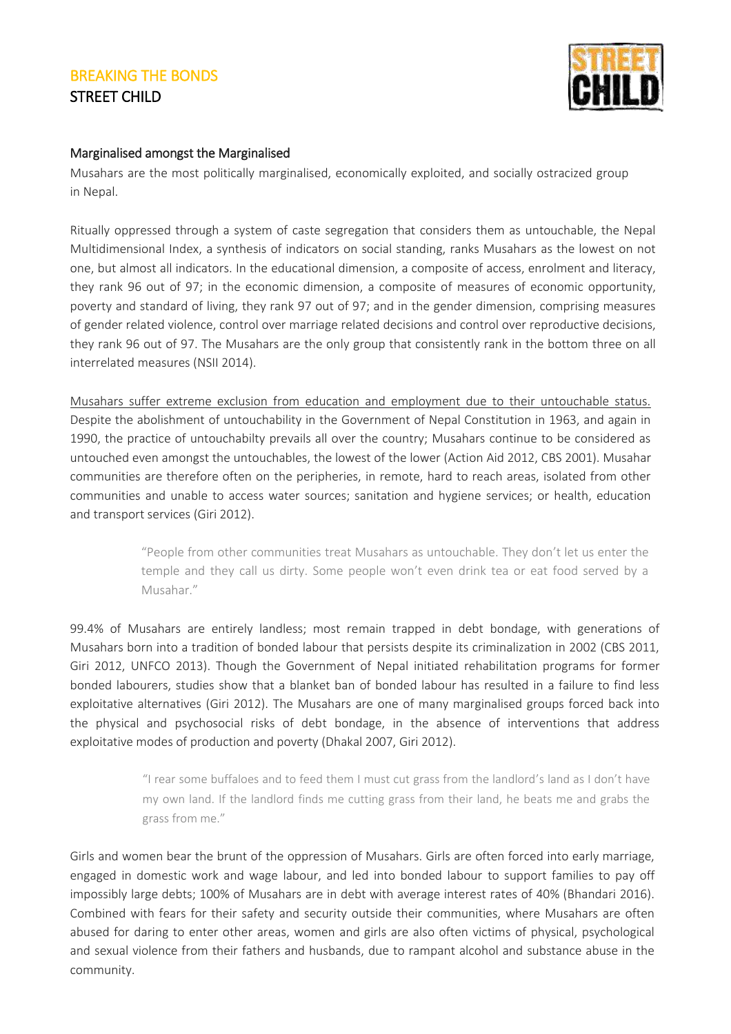## Marginalised amongst the Marginalised

Musahars are the most politically marginalised, economically exploited, and socially ostracized group in Nepal.

Ritually oppressed through a system of caste segregation that considers them as untouchable, the Nepal Multidimensional Index, a synthesis of indicators on social standing, ranks Musahars as the lowest on not one, but almost all indicators. In the educational dimension, a composite of access, enrolment and literacy, they rank 96 out of 97; in the economic dimension, a composite of measures of economic opportunity, poverty and standard of living, they rank 97 out of 97; and in the gender dimension, comprising measures of gender related violence, control over marriage related decisions and control over reproductive decisions, they rank 96 out of 97. The Musahars are the only group that consistently rank in the bottom three on all interrelated measures (NSII 2014).

<u>Musahars suffer extreme exclusion from education and employment due to their untouchable status.</u> Despite the abolishment of untouchability in the Government of Nepal Constitution in 1963, and again in 1990, the practice of untouchabilty prevails all over the country; Musahars continue to be considered as untouched even amongst the untouchables, the lowest of the lower (Action Aid 2012, CBS 2001). Musahar communities are therefore often on the peripheries, in remote, hard to reach areas, isolated from other communities and unable to access water sources; sanitation and hygiene services; or health, education and transport services (Giri 2012).

> "People from other communities treat Musahars as untouchable. They don't let us enter the temple and they call us dirty. Some people won't even drink tea or eat food served by a Musahar."

99.4% of Musahars are entirely landless; most remain trapped in debt bondage, with generations of Musahars born into a tradition of bonded labour that persists despite its criminalization in 2002 (CBS 2011, Giri 2012, UNFCO 2013). Though the Government of Nepal initiated rehabilitation programs for former bonded labourers, studies show that a blanket ban of bonded labour has resulted in a failure to find less exploitative alternatives (Giri 2012). The Musahars are one of many marginalised groups forced back into the physical and psychosocial risks of debt bondage, in the absence of interventions that address exploitative modes of production and poverty (Dhakal 2007, Giri 2012).

> "I rear some buffaloes and to feed them I must cut grass from the landlord's land as I don't have my own land. If the landlord finds me cutting grass from their land, he beats me and grabs the grass from me."

Girls and women bear the brunt of the oppression of Musahars. Girls are often forced into early marriage, engaged in domestic work and wage labour, and led into bonded labour to support families to pay off impossibly large debts; 100% of Musahars are in debt with average interest rates of 40% (Bhandari 2016). Combined with fears for their safety and security outside their communities, where Musahars are often abused for daring to enter other areas, women and girls are also often victims of physical, psychological and sexual violence from their fathers and husbands, due to rampant alcohol and substance abuse in the community.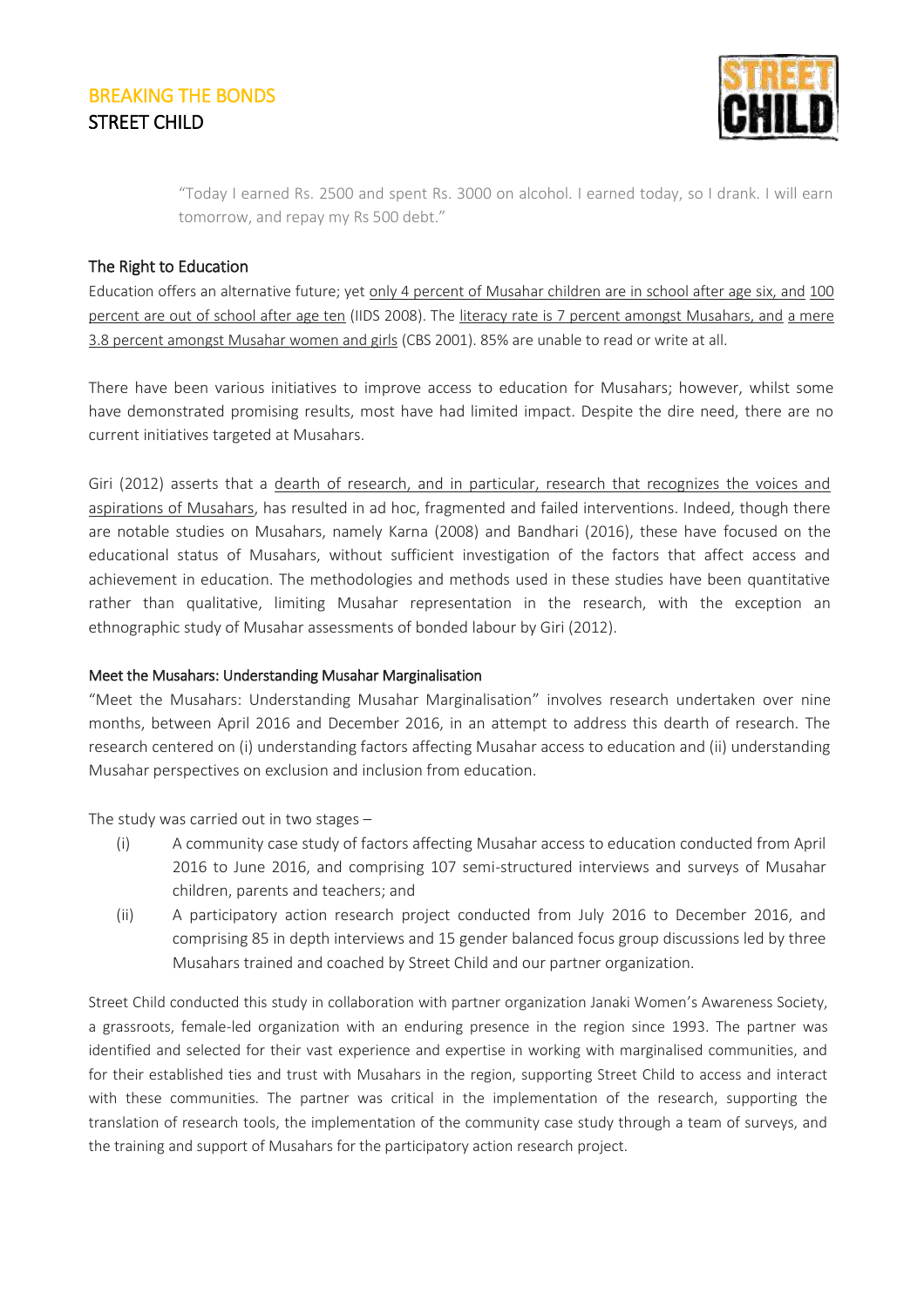"Today I earned Rs. 2500 and spent Rs. 3000 on alcohol. I earned today, so I drank. I will earn tomorrow, and repay my Rs 500 debt."

### The Right to Education

Education offers an alternative future; yet only 4 percent of Musahar children are in school after age six, and 100 percent are out of school after age ten (IIDS 2008). The literacy rate is 7 percent amongst Musahars, and a mere 3.8 percent amongst Musahar women and girls (CBS 2001). 85% are unable to read or write at all.

There have been various initiatives to improve access to education for Musahars; however, whilst some have demonstrated promising results, most have had limited impact. Despite the dire need, there are no current initiatives targeted at Musahars.

Giri (2012) asserts that a dearth of research, and in particular, research that recognizes the voices and aspirations of Musahars, has resulted in ad hoc, fragmented and failed interventions. Indeed, though there are notable studies on Musahars, namely Karna (2008) and Bandhari (2016), these have focused on the educational status of Musahars, without sufficient investigation of the factors that affect access and achievement in education. The methodologies and methods used in these studies have been quantitative rather than qualitative, limiting Musahar representation in the research, with the exception an ethnographic study of Musahar assessments of bonded labour by Giri (2012).

### Meet the Musahars: Understanding Musahar Marginalisation

"Meet the Musahars: Understanding Musahar Marginalisation" involves research undertaken over nine months, between April 2016 and December 2016, in an attempt to address this dearth of research. The research centered on (i) understanding factors affecting Musahar access to education and (ii) understanding Musahar perspectives on exclusion and inclusion from education.

The study was carried out in two stages –

(i) A community case study of factors affecting Musahar access to education conducted from April 2016 to June 2016, and comprising 107 semi-structured interviews and surveys of Musahar children, parents and teachers; and

(ii) A participatory action research project conducted from July 2016 to December 2016, and comprising 85 in depth interviews and 15 gender balanced focus group discussions led by three Musahars trained and coached by Street Child and our partner organization.

Street Child conducted this study in collaboration with partner organization Janaki Women's Awareness Society, a grassroots, female-led organization with an enduring presence in the region since 1993. The partner was identified and selected for their vast experience and expertise in working with marginalised communities, and for their established ties and trust with Musahars in the region, supporting Street Child to access and interact with these communities. The partner was critical in the implementation of the research, supporting the translation of research tools, the implementation of the community case study through a team of surveys, and the training and support of Musahars for the participatory action research project.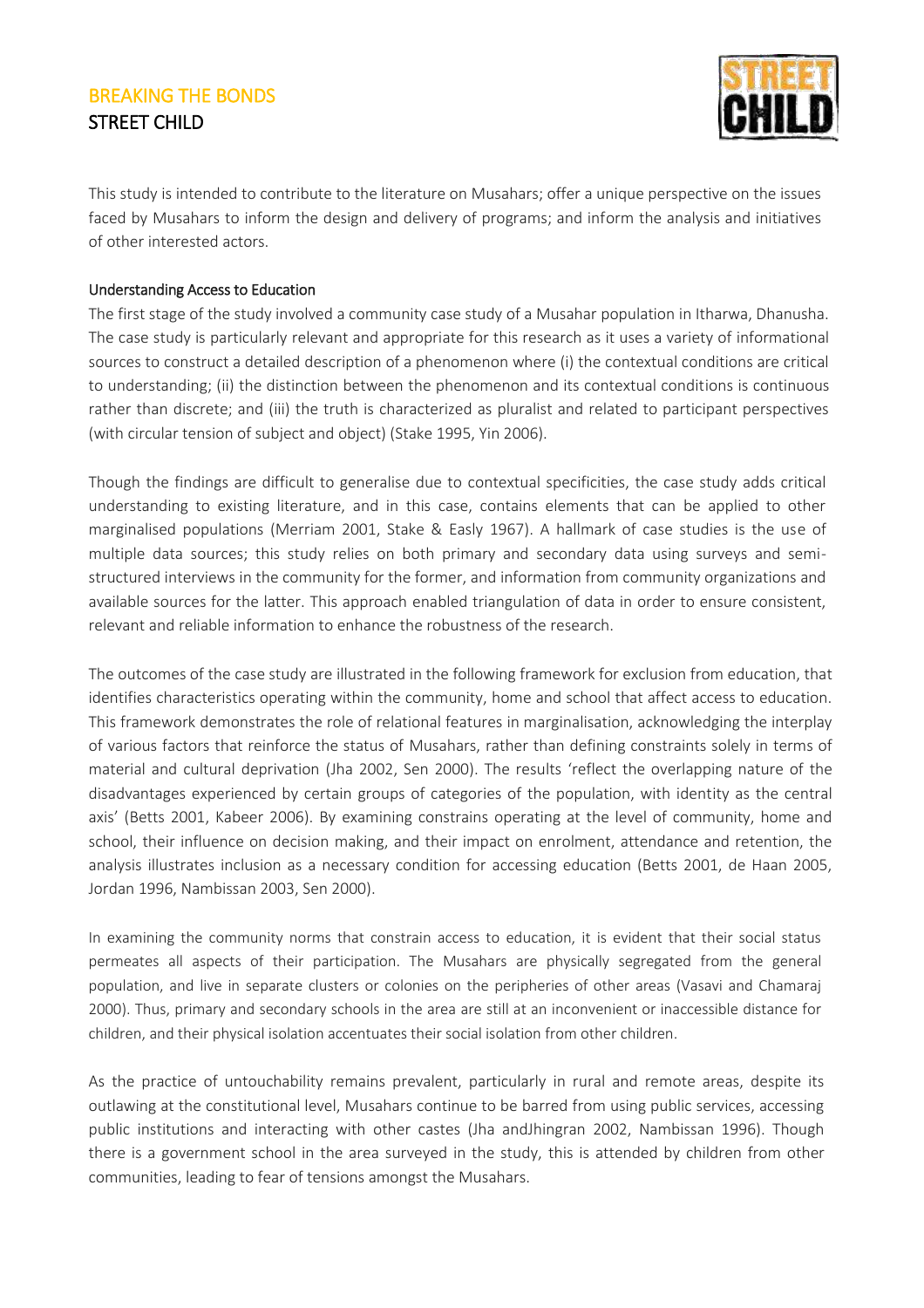This study is intended to contribute to the literature on Musahars; offer a unique perspective on the issues faced by Musahars to inform the design and delivery of programs; and inform the analysis and initiatives of other interested actors.

### Understanding Access to Education

The first stage of the study involved a community case study of a Musahar population in Itharwa, Dhanusha. The case study is particularly relevant and appropriate for this research as it uses a variety of informational sources to construct a detailed description of a phenomenon where (i) the contextual conditions are critical to understanding; (ii) the distinction between the phenomenon and its contextual conditions is continuous rather than discrete; and (iii) the truth is characterized as pluralist and related to participant perspectives (with circular tension of subject and object) (Stake 1995, Yin 2006).

Though the findings are difficult to generalise due to contextual specificities, the case study adds critical understanding to existing literature, and in this case, contains elements that can be applied to other marginalised populations (Merriam 2001, Stake & Easly 1967). A hallmark of case studies is the use of multiple data sources; this study relies on both primary and secondary data using surveys and semi-structured interviews in the community for the former, and information from community organizations and available sources for the latter. This approach enabled triangulation of data in order to ensure consistent, relevant and reliable information to enhance the robustness of the research.

The outcomes of the case study are illustrated in the following framework for exclusion from education, that identifies characteristics operating within the community, home and school that affect access to education. This framework demonstrates the role of relational features in marginalisation, acknowledging the interplay of various factors that reinforce the status of Musahars, rather than defining constraints solely in terms of material and cultural deprivation (Jha 2002, Sen 2000). The results 'reflect the overlapping nature of the disadvantages experienced by certain groups of categories of the population, with identity as the central axis' (Betts 2001, Kabeer 2006). By examining constrains operating at the level of community, home and school, their influence on decision making, and their impact on enrolment, attendance and retention, the analysis illustrates inclusion as a necessary condition for accessing education (Betts 2001, de Haan 2005, Jordan 1996, Nambissan 2003, Sen 2000).

In examining the community norms that constrain access to education, it is evident that their social status permeates all aspects of their participation. The Musahars are physically segregated from the general population, and live in separate clusters or colonies on the peripheries of other areas (Vasavi and Chamaraj 2000). Thus, primary and secondary schools in the area are still at an inconvenient or inaccessible distance for children, and their physical isolation accentuates their social isolation from other children.

As the practice of untouchability remains prevalent, particularly in rural and remote areas, despite its outlawing at the constitutional level, Musahars continue to be barred from using public services, accessing public institutions and interacting with other castes (Jha andJhingran 2002, Nambissan 1996). Though there is a government school in the area surveyed in the study, this is attended by children from other communities, leading to fear of tensions amongst the Musahars.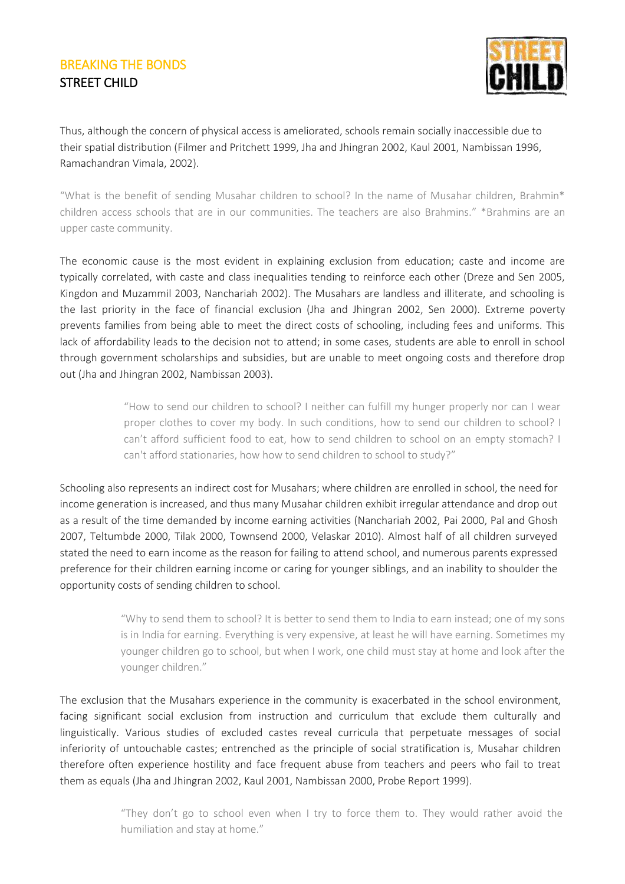Thus, although the concern of physical access is ameliorated, schools remain socially inaccessible due to their spatial distribution (Filmer and Pritchett 1999, Jha and Jhingran 2002, Kaul 2001, Nambissan 1996, Ramachandran Vimala, 2002).

"What is the benefit of sending Musahar children to school? In the name of Musahar children, Brahmin* children access schools that are in our communities. The teachers are also Brahmins." *Brahmins are an upper caste community.

The economic cause is the most evident in explaining exclusion from education; caste and income are typically correlated, with caste and class inequalities tending to reinforce each other (Dreze and Sen 2005, Kingdon and Muzammil 2003, Nanchariah 2002). The Musahars are landless and illiterate, and schooling is the last priority in the face of financial exclusion (Jha and Jhingran 2002, Sen 2000). Extreme poverty prevents families from being able to meet the direct costs of schooling, including fees and uniforms. This lack of affordability leads to the decision not to attend; in some cases, students are able to enroll in school through government scholarships and subsidies, but are unable to meet ongoing costs and therefore drop out (Jha and Jhingran 2002, Nambissan 2003).

> "How to send our children to school? I neither can fulfill my hunger properly nor can I wear proper clothes to cover my body. In such conditions, how to send our children to school? I can't afford sufficient food to eat, how to send children to school on an empty stomach? I can't afford stationaries, how how to send children to school to study?"

Schooling also represents an indirect cost for Musahars; where children are enrolled in school, the need for income generation is increased, and thus many Musahar children exhibit irregular attendance and drop out as a result of the time demanded by income earning activities (Nanchariah 2002, Pai 2000, Pal and Ghosh 2007, Teltumbde 2000, Tilak 2000, Townsend 2000, Velaskar 2010). Almost half of all children surveyed stated the need to earn income as the reason for failing to attend school, and numerous parents expressed preference for their children earning income or caring for younger siblings, and an inability to shoulder the opportunity costs of sending children to school.

> "Why to send them to school? It is better to send them to India to earn instead; one of my sons is in India for earning. Everything is very expensive, at least he will have earning. Sometimes my younger children go to school, but when I work, one child must stay at home and look after the younger children."

The exclusion that the Musahars experience in the community is exacerbated in the school environment, facing significant social exclusion from instruction and curriculum that exclude them culturally and linguistically. Various studies of excluded castes reveal curricula that perpetuate messages of social inferiority of untouchable castes; entrenched as the principle of social stratification is, Musahar children therefore often experience hostility and face frequent abuse from teachers and peers who fail to treat them as equals (Jha and Jhingran 2002, Kaul 2001, Nambissan 2000, Probe Report 1999).

> "They don't go to school even when I try to force them to. They would rather avoid the humiliation and stay at home."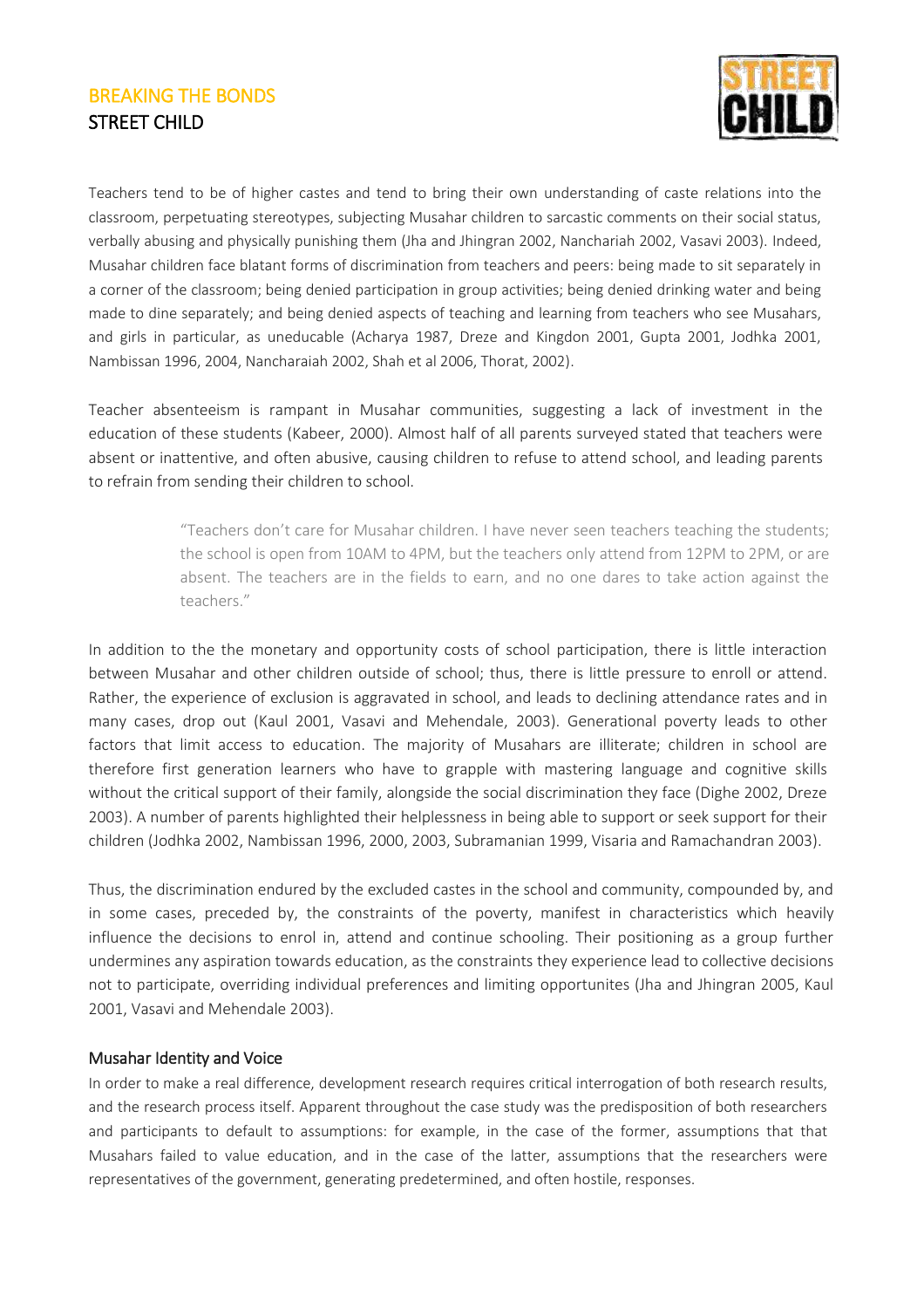Teachers tend to be of higher castes and tend to bring their own understanding of caste relations into the classroom, perpetuating stereotypes, subjecting Musahar children to sarcastic comments on their social status, verbally abusing and physically punishing them (Jha and Jhingran 2002, Nanchariah 2002, Vasavi 2003). Indeed, Musahar children face blatant forms of discrimination from teachers and peers: being made to sit separately in a corner of the classroom; being denied participation in group activities; being denied drinking water and being made to dine separately; and being denied aspects of teaching and learning from teachers who see Musahars, and girls in particular, as uneducable (Acharya 1987, Dreze and Kingdon 2001, Gupta 2001, Jodhka 2001, Nambissan 1996, 2004, Nancharaiah 2002, Shah et al 2006, Thorat, 2002).

Teacher absenteeism is rampant in Musahar communities, suggesting a lack of investment in the education of these students (Kabeer, 2000). Almost half of all parents surveyed stated that teachers were absent or inattentive, and often abusive, causing children to refuse to attend school, and leading parents to refrain from sending their children to school.

> "Teachers don't care for Musahar children. I have never seen teachers teaching the students; the school is open from 10AM to 4PM, but the teachers only attend from 12PM to 2PM, or are absent. The teachers are in the fields to earn, and no one dares to take action against the teachers."

In addition to the the monetary and opportunity costs of school participation, there is little interaction between Musahar and other children outside of school; thus, there is little pressure to enroll or attend. Rather, the experience of exclusion is aggravated in school, and leads to declining attendance rates and in many cases, drop out (Kaul 2001, Vasavi and Mehendale, 2003). Generational poverty leads to other factors that limit access to education. The majority of Musahars are illiterate; children in school are therefore first generation learners who have to grapple with mastering language and cognitive skills without the critical support of their family, alongside the social discrimination they face (Dighe 2002, Dreze 2003). A number of parents highlighted their helplessness in being able to support or seek support for their children (Jodhka 2002, Nambissan 1996, 2000, 2003, Subramanian 1999, Visaria and Ramachandran 2003).

Thus, the discrimination endured by the excluded castes in the school and community, compounded by, and in some cases, preceded by, the constraints of the poverty, manifest in characteristics which heavily influence the decisions to enrol in, attend and continue schooling. Their positioning as a group further undermines any aspiration towards education, as the constraints they experience lead to collective decisions not to participate, overriding individual preferences and limiting opportunites (Jha and Jhingran 2005, Kaul 2001, Vasavi and Mehendale 2003).

### Musahar Identity and Voice

In order to make a real difference, development research requires critical interrogation of both research results, and the research process itself. Apparent throughout the case study was the predisposition of both researchers and participants to default to assumptions: for example, in the case of the former, assumptions that that Musahars failed to value education, and in the case of the latter, assumptions that the researchers were representatives of the government, generating predetermined, and often hostile, responses.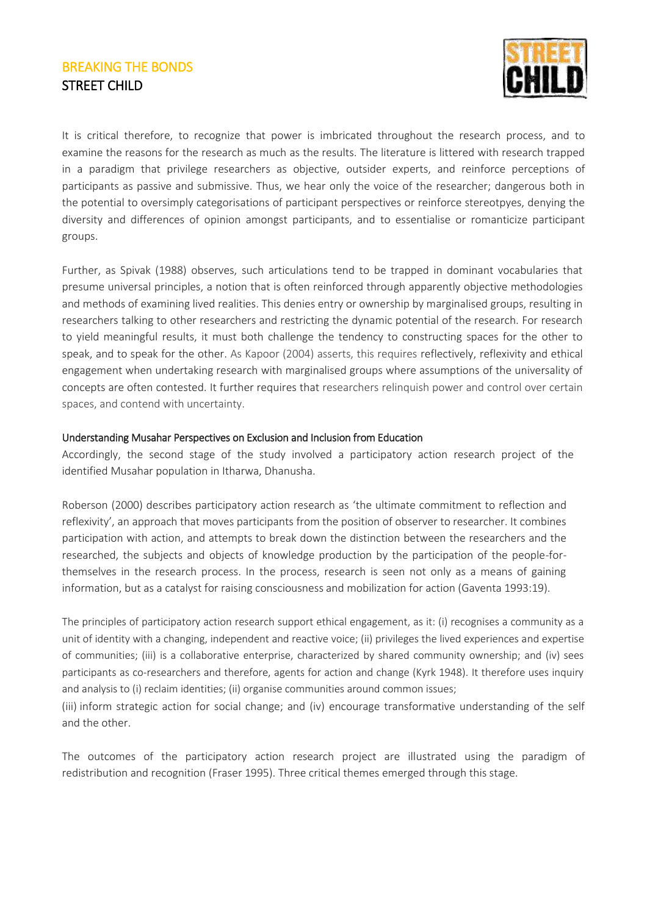It is critical therefore, to recognize that power is imbricated throughout the research process, and to examine the reasons for the research as much as the results. The literature is littered with research trapped in a paradigm that privilege researchers as objective, outsider experts, and reinforce perceptions of participants as passive and submissive. Thus, we hear only the voice of the researcher; dangerous both in the potential to oversimply categorisations of participant perspectives or reinforce stereotpyes, denying the diversity and differences of opinion amongst participants, and to essentialise or romanticize participant groups.

Further, as Spivak (1988) observes, such articulations tend to be trapped in dominant vocabularies that presume universal principles, a notion that is often reinforced through apparently objective methodologies and methods of examining lived realities. This denies entry or ownership by marginalised groups, resulting in researchers talking to other researchers and restricting the dynamic potential of the research. For research to yield meaningful results, it must both challenge the tendency to constructing spaces for the other to speak, and to speak for the other. As Kapoor (2004) asserts, this requires reflectively, reflexivity and ethical engagement when undertaking research with marginalised groups where assumptions of the universality of concepts are often contested. It further requires that researchers relinquish power and control over certain spaces, and contend with uncertainty.

### Understanding Musahar Perspectives on Exclusion and Inclusion from Education

Accordingly, the second stage of the study involved a participatory action research project of the identified Musahar population in Itharwa, Dhanusha.

Roberson (2000) describes participatory action research as 'the ultimate commitment to reflection and reflexivity', an approach that moves participants from the position of observer to researcher. It combines participation with action, and attempts to break down the distinction between the researchers and the researched, the subjects and objects of knowledge production by the participation of the people-for-themselves in the research process. In the process, research is seen not only as a means of gaining information, but as a catalyst for raising consciousness and mobilization for action (Gaventa 1993:19).

The principles of participatory action research support ethical engagement, as it: (i) recognises a community as a unit of identity with a changing, independent and reactive voice; (ii) privileges the lived experiences and expertise of communities; (iii) is a collaborative enterprise, characterized by shared community ownership; and (iv) sees participants as co-researchers and therefore, agents for action and change (Kyrk 1948). It therefore uses inquiry and analysis to (i) reclaim identities; (ii) organise communities around common issues;
(iii) inform strategic action for social change; and (iv) encourage transformative understanding of the self and the other.

The outcomes of the participatory action research project are illustrated using the paradigm of redistribution and recognition (Fraser 1995). Three critical themes emerged through this stage.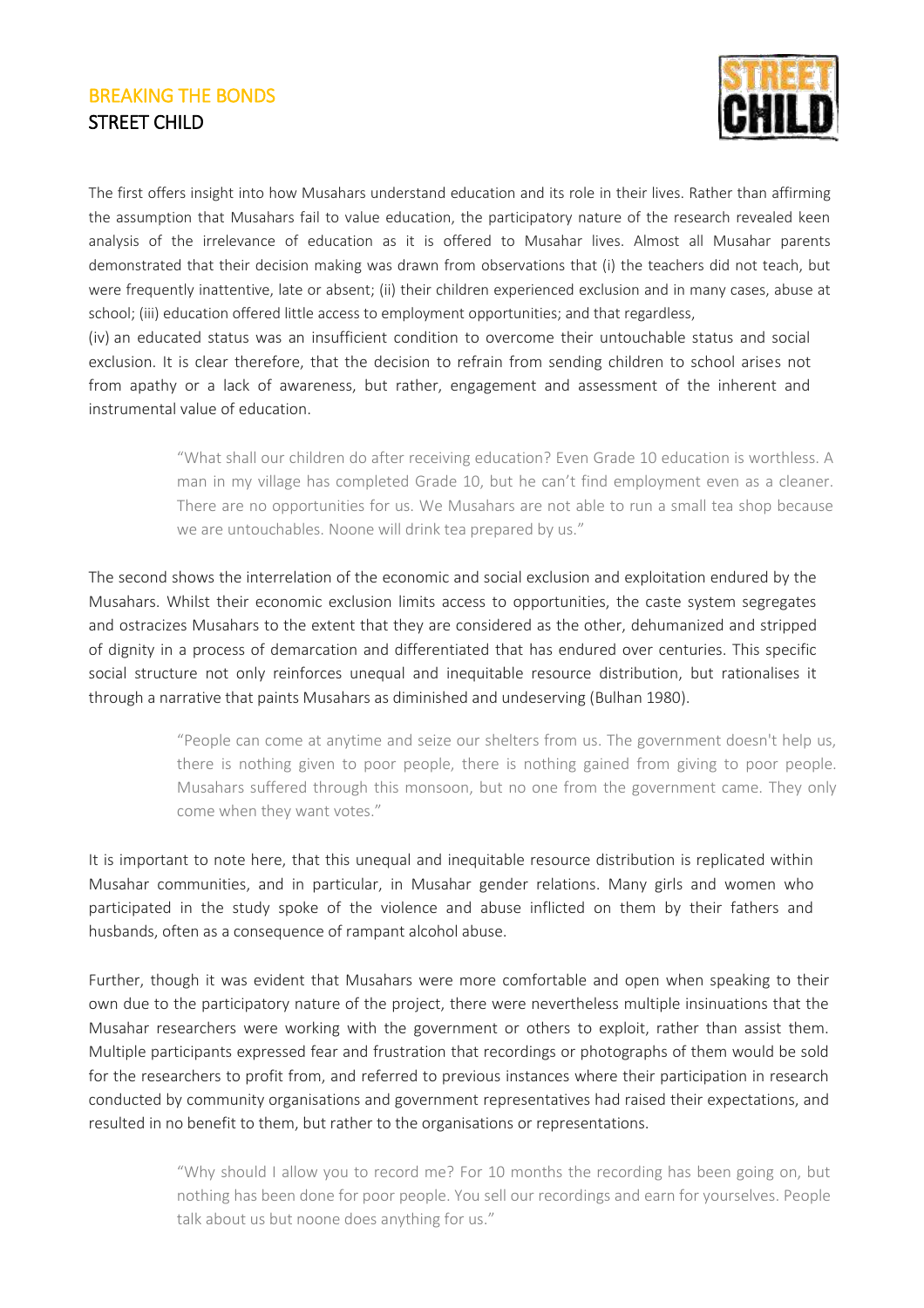The first offers insight into how Musahars understand education and its role in their lives. Rather than affirming the assumption that Musahars fail to value education, the participatory nature of the research revealed keen analysis of the irrelevance of education as it is offered to Musahar lives. Almost all Musahar parents demonstrated that their decision making was drawn from observations that (i) the teachers did not teach, but were frequently inattentive, late or absent; (ii) their children experienced exclusion and in many cases, abuse at school; (iii) education offered little access to employment opportunities; and that regardless, (iv) an educated status was an insufficient condition to overcome their untouchable status and social exclusion. It is clear therefore, that the decision to refrain from sending children to school arises not from apathy or a lack of awareness, but rather, engagement and assessment of the inherent and instrumental value of education.

> "What shall our children do after receiving education? Even Grade 10 education is worthless. A man in my village has completed Grade 10, but he can't find employment even as a cleaner. There are no opportunities for us. We Musahars are not able to run a small tea shop because we are untouchables. Noone will drink tea prepared by us."

The second shows the interrelation of the economic and social exclusion and exploitation endured by the Musahars. Whilst their economic exclusion limits access to opportunities, the caste system segregates and ostracizes Musahars to the extent that they are considered as the other, dehumanized and stripped of dignity in a process of demarcation and differentiated that has endured over centuries. This specific social structure not only reinforces unequal and inequitable resource distribution, but rationalises it through a narrative that paints Musahars as diminished and undeserving (Bulhan 1980).

> "People can come at anytime and seize our shelters from us. The government doesn't help us, there is nothing given to poor people, there is nothing gained from giving to poor people. Musahars suffered through this monsoon, but no one from the government came. They only come when they want votes."

It is important to note here, that this unequal and inequitable resource distribution is replicated within Musahar communities, and in particular, in Musahar gender relations. Many girls and women who participated in the study spoke of the violence and abuse inflicted on them by their fathers and husbands, often as a consequence of rampant alcohol abuse.

Further, though it was evident that Musahars were more comfortable and open when speaking to their own due to the participatory nature of the project, there were nevertheless multiple insinuations that the Musahar researchers were working with the government or others to exploit, rather than assist them. Multiple participants expressed fear and frustration that recordings or photographs of them would be sold for the researchers to profit from, and referred to previous instances where their participation in research conducted by community organisations and government representatives had raised their expectations, and resulted in no benefit to them, but rather to the organisations or representations.

> "Why should I allow you to record me? For 10 months the recording has been going on, but nothing has been done for poor people. You sell our recordings and earn for yourselves. People talk about us but noone does anything for us."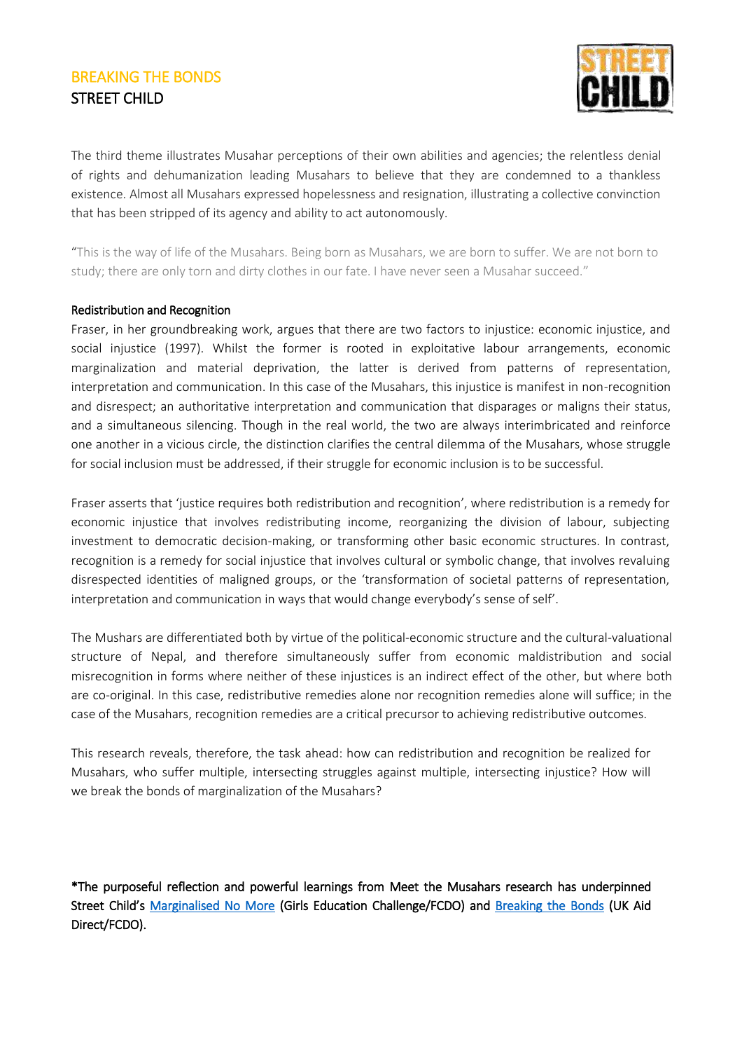The third theme illustrates Musahar perceptions of their own abilities and agencies; the relentless denial of rights and dehumanization leading Musahars to believe that they are condemned to a thankless existence. Almost all Musahars expressed hopelessness and resignation, illustrating a collective conviction that has been stripped of its agency and ability to act autonomously.

"This is the way of life of the Musahars. Being born as Musahars, we are born to suffer. We are not born to study; there are only torn and dirty clothes in our fate. I have never seen a Musahar succeed."

### Redistribution and Recognition

Fraser, in her groundbreaking work, argues that there are two factors to injustice: economic injustice, and social injustice (1997). Whilst the former is rooted in exploitative labour arrangements, economic marginalization and material deprivation, the latter is derived from patterns of representation, interpretation and communication. In this case of the Musahars, this injustice is manifest in non-recognition and disrespect; an authoritative interpretation and communication that disparages or maligns their status, and a simultaneous silencing. Though in the real world, the two are always interimbricated and reinforce one another in a vicious circle, the distinction clarifies the central dilemma of the Musahars, whose struggle for social inclusion must be addressed, if their struggle for economic inclusion is to be successful.

Fraser asserts that 'justice requires both redistribution and recognition', where redistribution is a remedy for economic injustice that involves redistributing income, reorganizing the division of labour, subjecting investment to democratic decision-making, or transforming other basic economic structures. In contrast, recognition is a remedy for social injustice that involves cultural or symbolic change, that involves revaluing disrespected identities of maligned groups, or the 'transformation of societal patterns of representation, interpretation and communication in ways that would change everybody's sense of self'.

The Mushars are differentiated both by virtue of the political-economic structure and the cultural-valuational structure of Nepal, and therefore simultaneously suffer from economic maldistribution and social misrecognition in forms where neither of these injustices is an indirect effect of the other, but where both are co-original. In this case, redistributive remedies alone nor recognition remedies alone will suffice; in the case of the Musahars, recognition remedies are a critical precursor to achieving redistributive outcomes.

This research reveals, therefore, the task ahead: how can redistribution and recognition be realized for Musahars, who suffer multiple, intersecting struggles against multiple, intersecting injustice? How will we break the bonds of marginalization of the Musahars?

**\*The purposeful reflection and powerful learnings from Meet the Musahars research has underpinned Street Child's Marginalised No More (Girls Education Challenge/FCDO) and Breaking the Bonds (UK Aid Direct/FCDO).**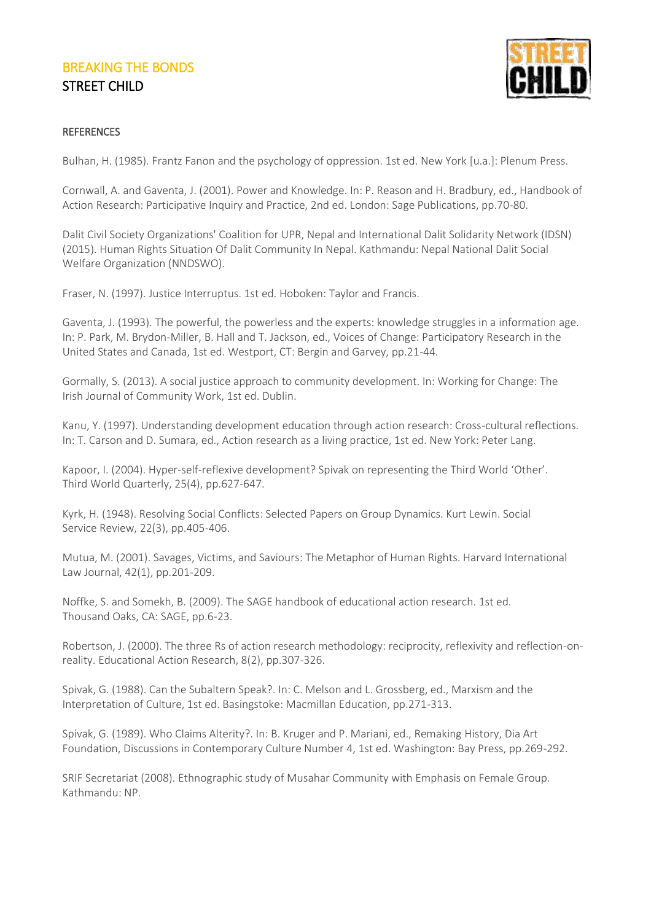## REFERENCES

Bulhan, H. (1985). Frantz Fanon and the psychology of oppression. 1st ed. New York [u.a.]: Plenum Press.

Cornwall, A. and Gaventa, J. (2001). Power and Knowledge. In: P. Reason and H. Bradbury, ed., Handbook of Action Research: Participative Inquiry and Practice, 2nd ed. London: Sage Publications, pp.70-80.

Dalit Civil Society Organizations' Coalition for UPR, Nepal and International Dalit Solidarity Network (IDSN) (2015). Human Rights Situation Of Dalit Community In Nepal. Kathmandu: Nepal National Dalit Social Welfare Organization (NNDSWO).

Fraser, N. (1997). Justice Interruptus. 1st ed. Hoboken: Taylor and Francis.

Gaventa, J. (1993). The powerful, the powerless and the experts: knowledge struggles in a information age. In: P. Park, M. Brydon-Miller, B. Hall and T. Jackson, ed., Voices of Change: Participatory Research in the United States and Canada, 1st ed. Westport, CT: Bergin and Garvey, pp.21-44.

Gormally, S. (2013). A social justice approach to community development. In: Working for Change: The Irish Journal of Community Work, 1st ed. Dublin.

Kanu, Y. (1997). Understanding development education through action research: Cross-cultural reflections. In: T. Carson and D. Sumara, ed., Action research as a living practice, 1st ed. New York: Peter Lang.

Kapoor, I. (2004). Hyper-self-reflexive development? Spivak on representing the Third World 'Other'. Third World Quarterly, 25(4), pp.627-647.

Kyrk, H. (1948). Resolving Social Conflicts: Selected Papers on Group Dynamics. Kurt Lewin. Social Service Review, 22(3), pp.405-406.

Mutua, M. (2001). Savages, Victims, and Saviours: The Metaphor of Human Rights. Harvard International Law Journal, 42(1), pp.201-209.

Noffke, S. and Somekh, B. (2009). The SAGE handbook of educational action research. 1st ed. Thousand Oaks, CA: SAGE, pp.6-23.

Robertson, J. (2000). The three Rs of action research methodology: reciprocity, reflexivity and reflection-on-reality. Educational Action Research, 8(2), pp.307-326.

Spivak, G. (1988). Can the Subaltern Speak?. In: C. Melson and L. Grossberg, ed., Marxism and the Interpretation of Culture, 1st ed. Basingstoke: Macmillan Education, pp.271-313.

Spivak, G. (1989). Who Claims Alterity?. In: B. Kruger and P. Mariani, ed., Remaking History, Dia Art Foundation, Discussions in Contemporary Culture Number 4, 1st ed. Washington: Bay Press, pp.269-292.

SRIF Secretariat (2008). Ethnographic study of Musahar Community with Emphasis on Female Group. Kathmandu: NP.